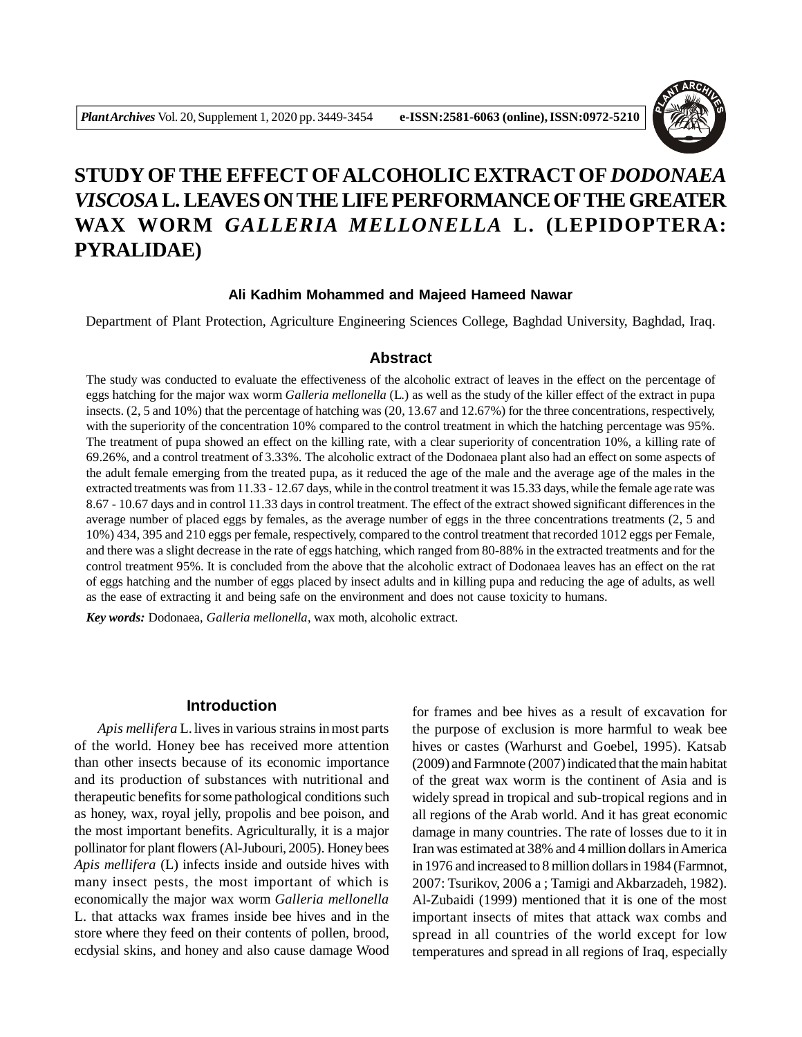# STUDY OF THE EFFECT OF ALCOHOLIC EXTRACT OF *DODONAEA VISCOSA* L. LEAVES ON THE LIFE PERFORMANCE OF THE GREATER WAX WORM *GALLERIA MELLONELLA* L. (LEPIDOPTERA: PYRALIDAE)

**Ali Kadhim Mohammed and Majeed Hameed Nawar**

Department of Plant Protection, Agriculture Engineering Sciences College, Baghdad University, Baghdad, Iraq.

## Abstract

The study was conducted to evaluate the effectiveness of the alcoholic extract of leaves in the effect on the percentage of eggs hatching for the major wax worm *Galleria mellonella* (L.) as well as the study of the killer effect of the extract in pupa insects. (2, 5 and 10%) that the percentage of hatching was (20, 13.67 and 12.67%) for the three concentrations, respectively, with the superiority of the concentration 10% compared to the control treatment in which the hatching percentage was 95%. The treatment of pupa showed an effect on the killing rate, with a clear superiority of concentration 10%, a killing rate of 69.26%, and a control treatment of 3.33%. The alcoholic extract of the Dodonaea plant also had an effect on some aspects of the adult female emerging from the treated pupa, as it reduced the age of the male and the average age of the males in the extracted treatments was from 11.33 - 12.67 days, while in the control treatment it was 15.33 days, while the female age rate was 8.67 - 10.67 days and in control 11.33 days in control treatment. The effect of the extract showed significant differences in the average number of placed eggs by females, as the average number of eggs in the three concentrations treatments (2, 5 and 10%) 434, 395 and 210 eggs per female, respectively, compared to the control treatment that recorded 1012 eggs per Female, and there was a slight decrease in the rate of eggs hatching, which ranged from 80-88% in the extracted treatments and for the control treatment 95%. It is concluded from the above that the alcoholic extract of Dodonaea leaves has an effect on the rat of eggs hatching and the number of eggs placed by insect adults and in killing pupa and reducing the age of adults, as well as the ease of extracting it and being safe on the environment and does not cause toxicity to humans.

***Key words:*** Dodonaea, *Galleria mellonella*, wax moth, alcoholic extract.

## Introduction

*Apis mellifera* L. lives in various strains in most parts of the world. Honey bee has received more attention than other insects because of its economic importance and its production of substances with nutritional and therapeutic benefits for some pathological conditions such as honey, wax, royal jelly, propolis and bee poison, and the most important benefits. Agriculturally, it is a major pollinator for plant flowers (Al-Jubouri, 2005). Honey bees *Apis mellifera* (L) infects inside and outside hives with many insect pests, the most important of which is economically the major wax worm *Galleria mellonella* L. that attacks wax frames inside bee hives and in the store where they feed on their contents of pollen, brood, ecdysial skins, and honey and also cause damage Wood for frames and bee hives as a result of excavation for the purpose of exclusion is more harmful to weak bee hives or castes (Warhurst and Goebel, 1995). Katsab (2009) and Farmnote (2007) indicated that the main habitat of the great wax worm is the continent of Asia and is widely spread in tropical and sub-tropical regions and in all regions of the Arab world. And it has great economic damage in many countries. The rate of losses due to it in Iran was estimated at 38% and 4 million dollars in America in 1976 and increased to 8 million dollars in 1984 (Farmnot, 2007: Tsurikov, 2006 a ; Tamigi and Akbarzadeh, 1982). Al-Zubaidi (1999) mentioned that it is one of the most important insects of mites that attack wax combs and spread in all countries of the world except for low temperatures and spread in all regions of Iraq, especially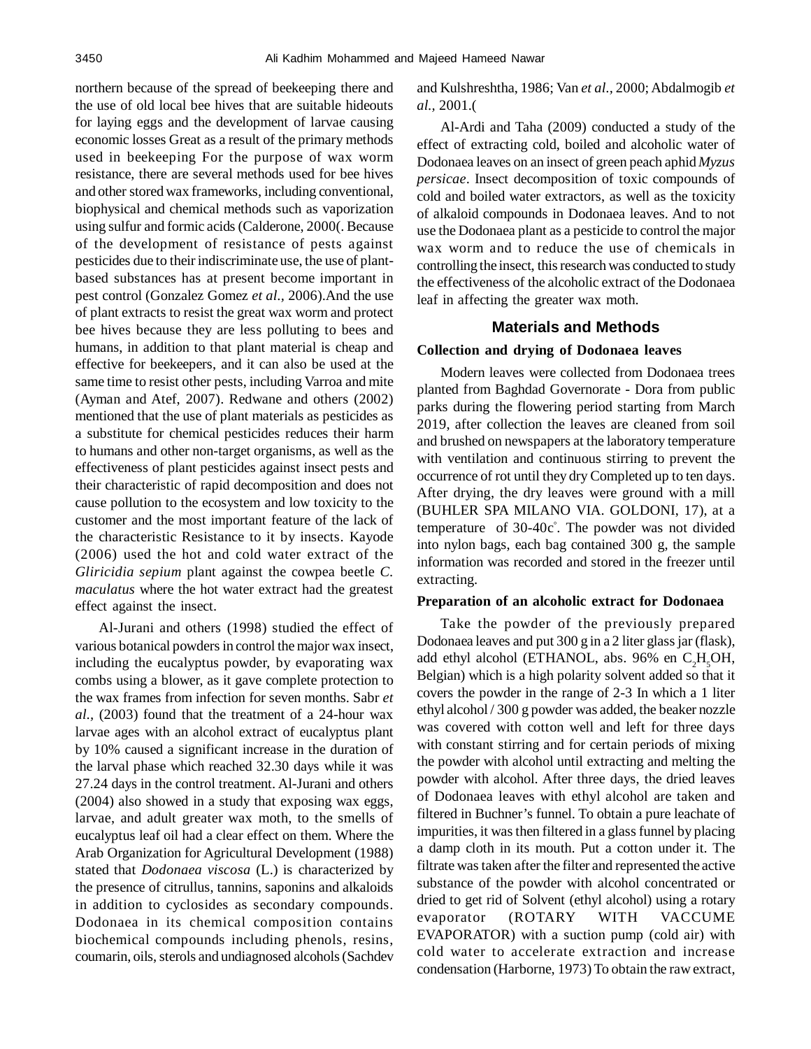northern because of the spread of beekeeping there and the use of old local bee hives that are suitable hideouts for laying eggs and the development of larvae causing economic losses Great as a result of the primary methods used in beekeeping For the purpose of wax worm resistance, there are several methods used for bee hives and other stored wax frameworks, including conventional, biophysical and chemical methods such as vaporization using sulfur and formic acids (Calderone, 2000(. Because of the development of resistance of pests against pesticides due to their indiscriminate use, the use of plant-based substances has at present become important in pest control (Gonzalez Gomez *et al.,* 2006).And the use of plant extracts to resist the great wax worm and protect bee hives because they are less polluting to bees and humans, in addition to that plant material is cheap and effective for beekeepers, and it can also be used at the same time to resist other pests, including Varroa and mite (Ayman and Atef, 2007). Redwane and others (2002) mentioned that the use of plant materials as pesticides as a substitute for chemical pesticides reduces their harm to humans and other non-target organisms, as well as the effectiveness of plant pesticides against insect pests and their characteristic of rapid decomposition and does not cause pollution to the ecosystem and low toxicity to the customer and the most important feature of the lack of the characteristic Resistance to it by insects. Kayode (2006) used the hot and cold water extract of the *Gliricidia sepium* plant against the cowpea beetle *C. maculatus* where the hot water extract had the greatest effect against the insect.

Al-Jurani and others (1998) studied the effect of various botanical powders in control the major wax insect, including the eucalyptus powder, by evaporating wax combs using a blower, as it gave complete protection to the wax frames from infection for seven months. Sabr *et al.,* (2003) found that the treatment of a 24-hour wax larvae ages with an alcohol extract of eucalyptus plant by 10% caused a significant increase in the duration of the larval phase which reached 32.30 days while it was 27.24 days in the control treatment. Al-Jurani and others (2004) also showed in a study that exposing wax eggs, larvae, and adult greater wax moth, to the smells of eucalyptus leaf oil had a clear effect on them. Where the Arab Organization for Agricultural Development (1988) stated that *Dodonaea viscosa* (L.) is characterized by the presence of citrullus, tannins, saponins and alkaloids in addition to cyclosides as secondary compounds. Dodonaea in its chemical composition contains biochemical compounds including phenols, resins, coumarin, oils, sterols and undiagnosed alcohols (Sachdev and Kulshreshtha, 1986; Van *et al.,* 2000; Abdalmogib *et al.,* 2001.(

Al-Ardi and Taha (2009) conducted a study of the effect of extracting cold, boiled and alcoholic water of Dodonaea leaves on an insect of green peach aphid *Myzus persicae*. Insect decomposition of toxic compounds of cold and boiled water extractors, as well as the toxicity of alkaloid compounds in Dodonaea leaves. And to not use the Dodonaea plant as a pesticide to control the major wax worm and to reduce the use of chemicals in controlling the insect, this research was conducted to study the effectiveness of the alcoholic extract of the Dodonaea leaf in affecting the greater wax moth.

## Materials and Methods

### Collection and drying of Dodonaea leaves

Modern leaves were collected from Dodonaea trees planted from Baghdad Governorate - Dora from public parks during the flowering period starting from March 2019, after collection the leaves are cleaned from soil and brushed on newspapers at the laboratory temperature with ventilation and continuous stirring to prevent the occurrence of rot until they dry Completed up to ten days. After drying, the dry leaves were ground with a mill (BUHLER SPA MILANO VIA. GOLDONI, 17), at a temperature of 30-40c°. The powder was not divided into nylon bags, each bag contained 300 g, the sample information was recorded and stored in the freezer until extracting.

### Preparation of an alcoholic extract for Dodonaea

Take the powder of the previously prepared Dodonaea leaves and put 300 g in a 2 liter glass jar (flask), add ethyl alcohol (ETHANOL, abs. 96% en $C_2H_5OH$, Belgian) which is a high polarity solvent added so that it covers the powder in the range of 2-3 In which a 1 liter ethyl alcohol / 300 g powder was added, the beaker nozzle was covered with cotton well and left for three days with constant stirring and for certain periods of mixing the powder with alcohol until extracting and melting the powder with alcohol. After three days, the dried leaves of Dodonaea leaves with ethyl alcohol are taken and filtered in Buchner's funnel. To obtain a pure leachate of impurities, it was then filtered in a glass funnel by placing a damp cloth in its mouth. Put a cotton under it. The filtrate was taken after the filter and represented the active substance of the powder with alcohol concentrated or dried to get rid of Solvent (ethyl alcohol) using a rotary evaporator (ROTARY WITH VACCUME EVAPORATOR) with a suction pump (cold air) with cold water to accelerate extraction and increase condensation (Harborne, 1973) To obtain the raw extract,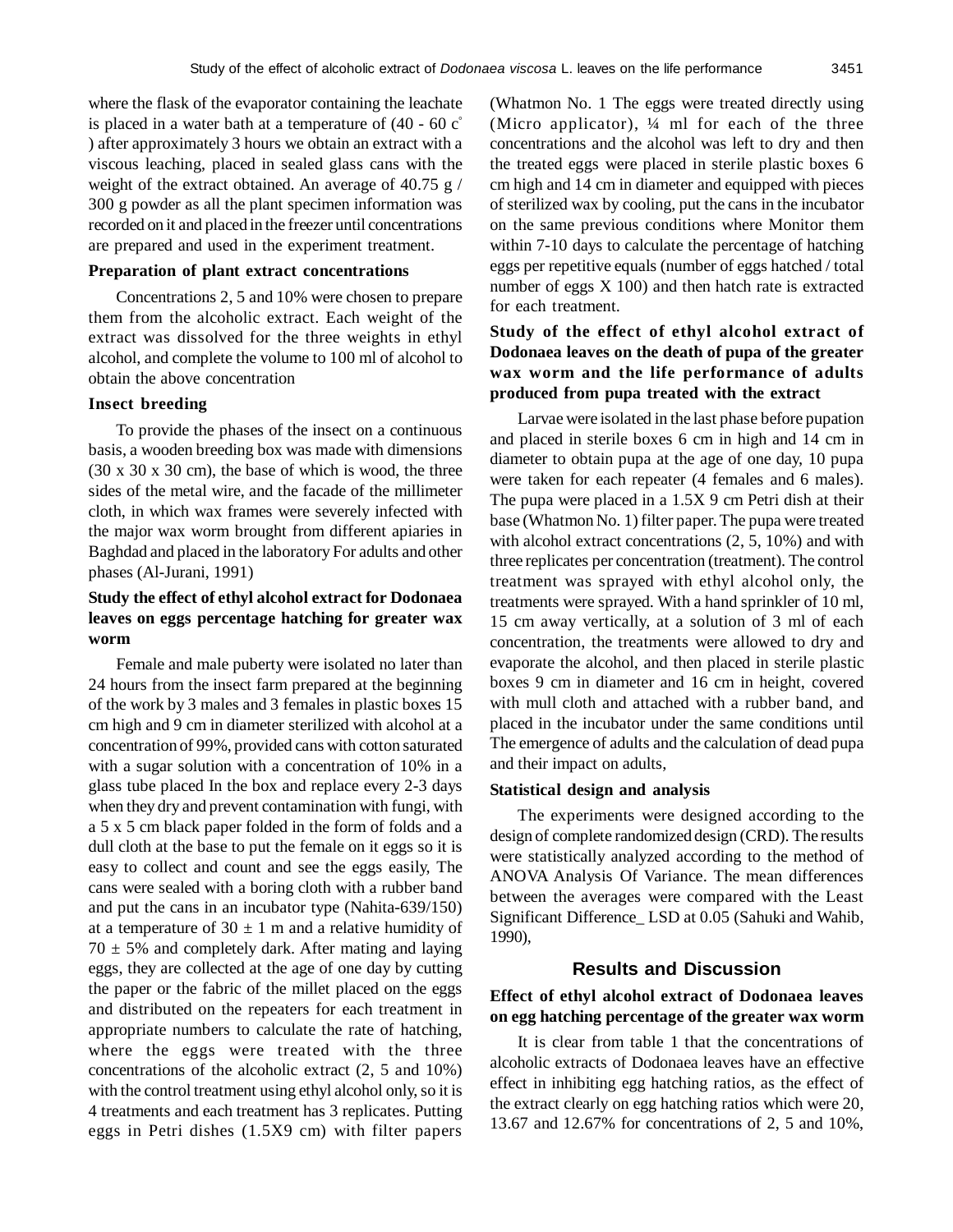where the flask of the evaporator containing the leachate is placed in a water bath at a temperature of (40 - 60 c° ) after approximately 3 hours we obtain an extract with a viscous leaching, placed in sealed glass cans with the weight of the extract obtained. An average of 40.75 g / 300 g powder as all the plant specimen information was recorded on it and placed in the freezer until concentrations are prepared and used in the experiment treatment.

### Preparation of plant extract concentrations

Concentrations 2, 5 and 10% were chosen to prepare them from the alcoholic extract. Each weight of the extract was dissolved for the three weights in ethyl alcohol, and complete the volume to 100 ml of alcohol to obtain the above concentration

### Insect breeding

To provide the phases of the insect on a continuous basis, a wooden breeding box was made with dimensions (30 x 30 x 30 cm), the base of which is wood, the three sides of the metal wire, and the facade of the millimeter cloth, in which wax frames were severely infected with the major wax worm brought from different apiaries in Baghdad and placed in the laboratory For adults and other phases (Al-Jurani, 1991)

### Study the effect of ethyl alcohol extract for Dodonaea leaves on eggs percentage hatching for greater wax worm

Female and male puberty were isolated no later than 24 hours from the insect farm prepared at the beginning of the work by 3 males and 3 females in plastic boxes 15 cm high and 9 cm in diameter sterilized with alcohol at a concentration of 99%, provided cans with cotton saturated with a sugar solution with a concentration of 10% in a glass tube placed In the box and replace every 2-3 days when they dry and prevent contamination with fungi, with a 5 x 5 cm black paper folded in the form of folds and a dull cloth at the base to put the female on it eggs so it is easy to collect and count and see the eggs easily, The cans were sealed with a boring cloth with a rubber band and put the cans in an incubator type (Nahita-639/150) at a temperature of 30 ± 1 m and a relative humidity of 70 ± 5% and completely dark. After mating and laying eggs, they are collected at the age of one day by cutting the paper or the fabric of the millet placed on the eggs and distributed on the repeaters for each treatment in appropriate numbers to calculate the rate of hatching, where the eggs were treated with the three concentrations of the alcoholic extract (2, 5 and 10%) with the control treatment using ethyl alcohol only, so it is 4 treatments and each treatment has 3 replicates. Putting eggs in Petri dishes (1.5X9 cm) with filter papers (Whatmon No. 1 The eggs were treated directly using (Micro applicator), ¼ ml for each of the three concentrations and the alcohol was left to dry and then the treated eggs were placed in sterile plastic boxes 6 cm high and 14 cm in diameter and equipped with pieces of sterilized wax by cooling, put the cans in the incubator on the same previous conditions where Monitor them within 7-10 days to calculate the percentage of hatching eggs per repetitive equals (number of eggs hatched / total number of eggs X 100) and then hatch rate is extracted for each treatment.

### Study of the effect of ethyl alcohol extract of Dodonaea leaves on the death of pupa of the greater wax worm and the life performance of adults produced from pupa treated with the extract

Larvae were isolated in the last phase before pupation and placed in sterile boxes 6 cm in high and 14 cm in diameter to obtain pupa at the age of one day, 10 pupa were taken for each repeater (4 females and 6 males). The pupa were placed in a 1.5X 9 cm Petri dish at their base (Whatmon No. 1) filter paper. The pupa were treated with alcohol extract concentrations (2, 5, 10%) and with three replicates per concentration (treatment). The control treatment was sprayed with ethyl alcohol only, the treatments were sprayed. With a hand sprinkler of 10 ml, 15 cm away vertically, at a solution of 3 ml of each concentration, the treatments were allowed to dry and evaporate the alcohol, and then placed in sterile plastic boxes 9 cm in diameter and 16 cm in height, covered with mull cloth and attached with a rubber band, and placed in the incubator under the same conditions until The emergence of adults and the calculation of dead pupa and their impact on adults,

### Statistical design and analysis

The experiments were designed according to the design of complete randomized design (CRD). The results were statistically analyzed according to the method of ANOVA Analysis Of Variance. The mean differences between the averages were compared with the Least Significant Difference_ LSD at 0.05 (Sahuki and Wahib, 1990),

## Results and Discussion

### Effect of ethyl alcohol extract of Dodonaea leaves on egg hatching percentage of the greater wax worm

It is clear from table 1 that the concentrations of alcoholic extracts of Dodonaea leaves have an effective effect in inhibiting egg hatching ratios, as the effect of the extract clearly on egg hatching ratios which were 20, 13.67 and 12.67% for concentrations of 2, 5 and 10%,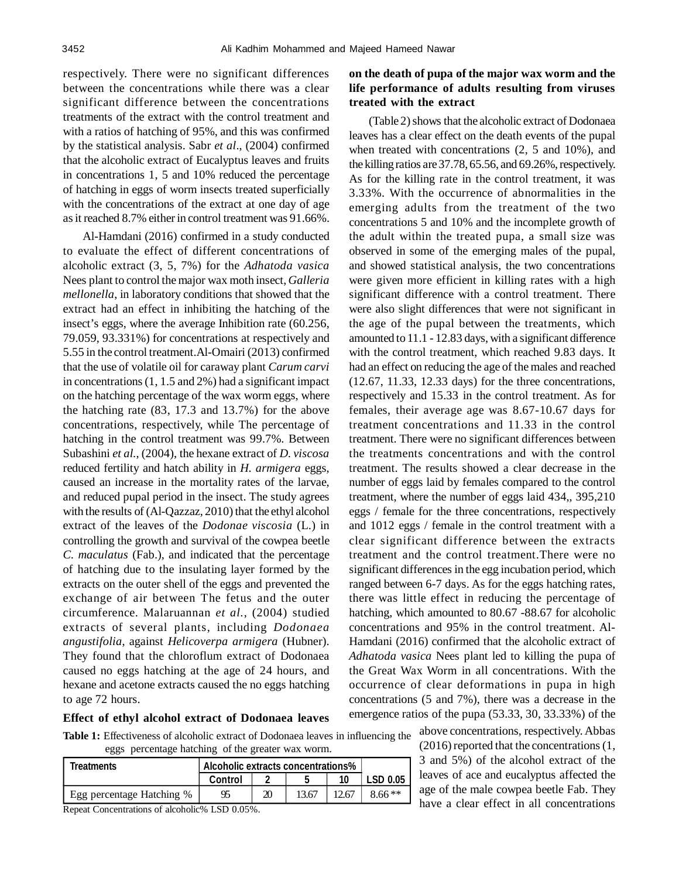respectively. There were no significant differences between the concentrations while there was a clear significant difference between the concentrations treatments of the extract with the control treatment and with a ratios of hatching of 95%, and this was confirmed by the statistical analysis. Sabr *et al*., (2004) confirmed that the alcoholic extract of Eucalyptus leaves and fruits in concentrations 1, 5 and 10% reduced the percentage of hatching in eggs of worm insects treated superficially with the concentrations of the extract at one day of age as it reached 8.7% either in control treatment was 91.66%.

Al-Hamdani (2016) confirmed in a study conducted to evaluate the effect of different concentrations of alcoholic extract (3, 5, 7%) for the *Adhatoda vasica* Nees plant to control the major wax moth insect, *Galleria mellonella*, in laboratory conditions that showed that the extract had an effect in inhibiting the hatching of the insect's eggs, where the average Inhibition rate (60.256, 79.059, 93.331%) for concentrations at respectively and 5.55 in the control treatment.Al-Omairi (2013) confirmed that the use of volatile oil for caraway plant *Carum carvi* in concentrations (1, 1.5 and 2%) had a significant impact on the hatching percentage of the wax worm eggs, where the hatching rate (83, 17.3 and 13.7%) for the above concentrations, respectively, while The percentage of hatching in the control treatment was 99.7%. Between Subashini *et al.*, (2004), the hexane extract of *D. viscosa* reduced fertility and hatch ability in *H. armigera* eggs, caused an increase in the mortality rates of the larvae, and reduced pupal period in the insect. The study agrees with the results of (Al-Qazzaz, 2010) that the ethyl alcohol extract of the leaves of the *Dodonae viscosia* (L.) in controlling the growth and survival of the cowpea beetle *C. maculatus* (Fab.), and indicated that the percentage of hatching due to the insulating layer formed by the extracts on the outer shell of the eggs and prevented the exchange of air between The fetus and the outer circumference. Malaruannan *et al.*, (2004) studied extracts of several plants, including *Dodonaea angustifolia*, against *Helicoverpa armigera* (Hubner). They found that the chloroflum extract of Dodonaea caused no eggs hatching at the age of 24 hours, and hexane and acetone extracts caused the no eggs hatching to age 72 hours.

**Table 1:** Effectiveness of alcoholic extract of Dodonaea leaves in influencing the eggs percentage hatching of the greater wax worm.

| Treatments | Alcoholic extracts concentrations% | | | | |
|---|---|---|---|---|---|
| | Control | 2 | 5 | 10 | LSD 0.05 |
| Egg percentage Hatching % | 95 | 20 | 13.67 | 12.67 | 8.66 ** |

Repeat Concentrations of alcoholic% LSD 0.05%.

### Effect of ethyl alcohol extract of Dodonaea leaves on the death of pupa of the major wax worm and the life performance of adults resulting from viruses treated with the extract

(Table 2) shows that the alcoholic extract of Dodonaea leaves has a clear effect on the death events of the pupal when treated with concentrations (2, 5 and 10%), and the killing ratios are 37.78, 65.56, and 69.26%, respectively. As for the killing rate in the control treatment, it was 3.33%. With the occurrence of abnormalities in the emerging adults from the treatment of the two concentrations 5 and 10% and the incomplete growth of the adult within the treated pupa, a small size was observed in some of the emerging males of the pupal, and showed statistical analysis, the two concentrations were given more efficient in killing rates with a high significant difference with a control treatment. There were also slight differences that were not significant in the age of the pupal between the treatments, which amounted to 11.1 - 12.83 days, with a significant difference with the control treatment, which reached 9.83 days. It had an effect on reducing the age of the males and reached (12.67, 11.33, 12.33 days) for the three concentrations, respectively and 15.33 in the control treatment. As for females, their average age was 8.67-10.67 days for treatment concentrations and 11.33 in the control treatment. There were no significant differences between the treatments concentrations and with the control treatment. The results showed a clear decrease in the number of eggs laid by females compared to the control treatment, where the number of eggs laid 434,, 395,210 eggs / female for the three concentrations, respectively and 1012 eggs / female in the control treatment with a clear significant difference between the extracts treatment and the control treatment.There were no significant differences in the egg incubation period, which ranged between 6-7 days. As for the eggs hatching rates, there was little effect in reducing the percentage of hatching, which amounted to 80.67 -88.67 for alcoholic concentrations and 95% in the control treatment. Al-Hamdani (2016) confirmed that the alcoholic extract of *Adhatoda vasica* Nees plant led to killing the pupa of the Great Wax Worm in all concentrations. With the occurrence of clear deformations in pupa in high concentrations (5 and 7%), there was a decrease in the emergence ratios of the pupa (53.33, 30, 33.33%) of the above concentrations, respectively. Abbas (2016) reported that the concentrations (1, 3 and 5%) of the alcohol extract of the leaves of ace and eucalyptus affected the age of the male cowpea beetle Fab. They have a clear effect in all concentrations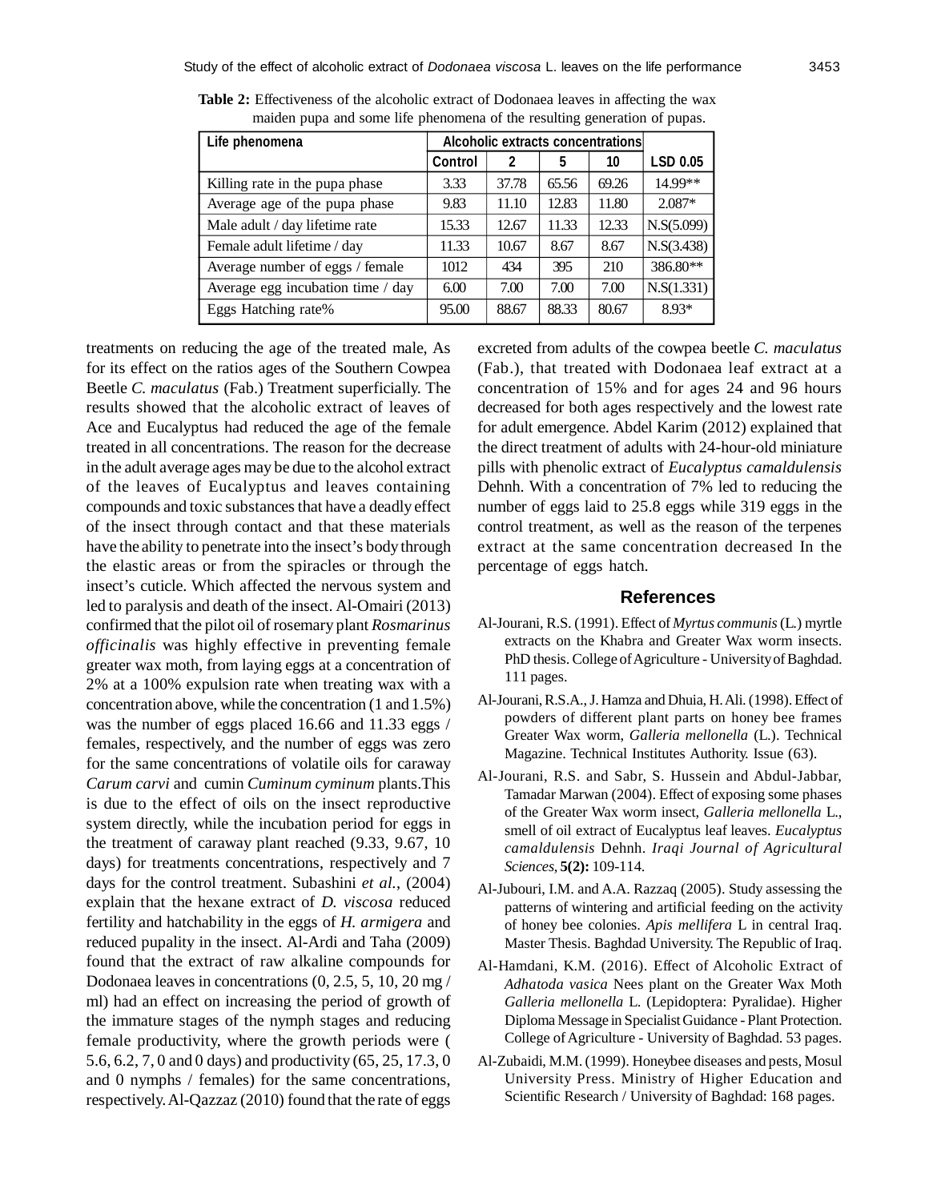**Table 2:** Effectiveness of the alcoholic extract of Dodonaea leaves in affecting the wax maiden pupa and some life phenomena of the resulting generation of pupas.

| Life phenomena | Alcoholic extracts concentrations | | | | LSD 0.05 |
|---|---|---|---|---|---|
| | Control | 2 | 5 | 10 | |
| Killing rate in the pupa phase | 3.33 | 37.78 | 65.56 | 69.26 | 14.99** |
| Average age of the pupa phase | 9.83 | 11.10 | 12.83 | 11.80 | 2.087* |
| Male adult / day lifetime rate | 15.33 | 12.67 | 11.33 | 12.33 | N.S(5.099) |
| Female adult lifetime / day | 11.33 | 10.67 | 8.67 | 8.67 | N.S(3.438) |
| Average number of eggs / female | 1012 | 434 | 395 | 210 | 386.80** |
| Average egg incubation time / day | 6.00 | 7.00 | 7.00 | 7.00 | N.S(1.331) |
| Eggs Hatching rate% | 95.00 | 88.67 | 88.33 | 80.67 | 8.93* |

treatments on reducing the age of the treated male, As for its effect on the ratios ages of the Southern Cowpea Beetle *C. maculatus* (Fab.) Treatment superficially. The results showed that the alcoholic extract of leaves of Ace and Eucalyptus had reduced the age of the female treated in all concentrations. The reason for the decrease in the adult average ages may be due to the alcohol extract of the leaves of Eucalyptus and leaves containing compounds and toxic substances that have a deadly effect of the insect through contact and that these materials have the ability to penetrate into the insect's body through the elastic areas or from the spiracles or through the insect's cuticle. Which affected the nervous system and led to paralysis and death of the insect. Al-Omairi (2013) confirmed that the pilot oil of rosemary plant *Rosmarinus officinalis* was highly effective in preventing female greater wax moth, from laying eggs at a concentration of 2% at a 100% expulsion rate when treating wax with a concentration above, while the concentration (1 and 1.5%) was the number of eggs placed 16.66 and 11.33 eggs / females, respectively, and the number of eggs was zero for the same concentrations of volatile oils for caraway *Carum carvi* and cumin *Cuminum cyminum* plants.This is due to the effect of oils on the insect reproductive system directly, while the incubation period for eggs in the treatment of caraway plant reached (9.33, 9.67, 10 days) for treatments concentrations, respectively and 7 days for the control treatment. Subashini *et al.*, (2004) explain that the hexane extract of *D. viscosa* reduced fertility and hatchability in the eggs of *H. armigera* and reduced pupality in the insect. Al-Ardi and Taha (2009) found that the extract of raw alkaline compounds for Dodonaea leaves in concentrations (0, 2.5, 5, 10, 20 mg / ml) had an effect on increasing the period of growth of the immature stages of the nymph stages and reducing female productivity, where the growth periods were ( 5.6, 6.2, 7, 0 and 0 days) and productivity (65, 25, 17.3, 0 and 0 nymphs / females) for the same concentrations, respectively. Al-Qazzaz (2010) found that the rate of eggs excreted from adults of the cowpea beetle *C. maculatus* (Fab.), that treated with Dodonaea leaf extract at a concentration of 15% and for ages 24 and 96 hours decreased for both ages respectively and the lowest rate for adult emergence. Abdel Karim (2012) explained that the direct treatment of adults with 24-hour-old miniature pills with phenolic extract of *Eucalyptus camaldulensis* Dehnh. With a concentration of 7% led to reducing the number of eggs laid to 25.8 eggs while 319 eggs in the control treatment, as well as the reason of the terpenes extract at the same concentration decreased In the percentage of eggs hatch.

## References

Al-Jourani, R.S. (1991). Effect of *Myrtus communis* (L.) myrtle extracts on the Khabra and Greater Wax worm insects. PhD thesis. College of Agriculture - University of Baghdad. 111 pages.

Al-Jourani, R.S.A., J. Hamza and Dhuia, H. Ali. (1998). Effect of powders of different plant parts on honey bee frames Greater Wax worm, *Galleria mellonella* (L.). Technical Magazine. Technical Institutes Authority. Issue (63).

Al-Jourani, R.S. and Sabr, S. Hussein and Abdul-Jabbar, Tamadar Marwan (2004). Effect of exposing some phases of the Greater Wax worm insect, *Galleria mellonella* L., smell of oil extract of Eucalyptus leaf leaves. *Eucalyptus camaldulensis* Dehnh. *Iraqi Journal of Agricultural Sciences*, **5(2):** 109-114.

Al-Jubouri, I.M. and A.A. Razzaq (2005). Study assessing the patterns of wintering and artificial feeding on the activity of honey bee colonies. *Apis mellifera* L in central Iraq. Master Thesis. Baghdad University. The Republic of Iraq.

Al-Hamdani, K.M. (2016). Effect of Alcoholic Extract of *Adhatoda vasica* Nees plant on the Greater Wax Moth *Galleria mellonella* L. (Lepidoptera: Pyralidae). Higher Diploma Message in Specialist Guidance - Plant Protection. College of Agriculture - University of Baghdad. 53 pages.

Al-Zubaidi, M.M. (1999). Honeybee diseases and pests, Mosul University Press. Ministry of Higher Education and Scientific Research / University of Baghdad: 168 pages.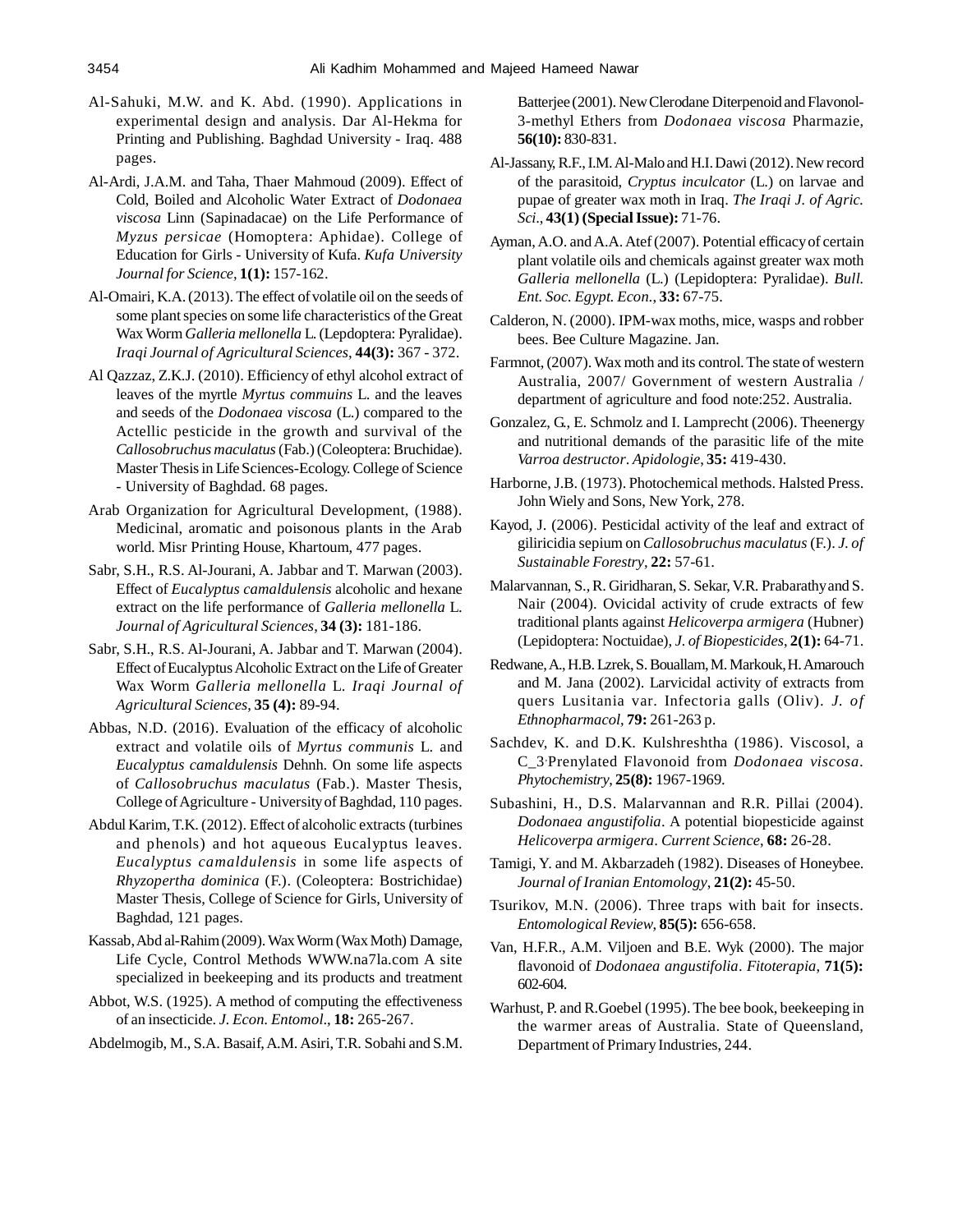Al-Sahuki, M.W. and K. Abd. (1990). Applications in experimental design and analysis. Dar Al-Hekma for Printing and Publishing. Baghdad University - Iraq. 488 pages.

Al-Ardi, J.A.M. and Taha, Thaer Mahmoud (2009). Effect of Cold, Boiled and Alcoholic Water Extract of *Dodonaea viscosa* Linn (Sapinadacae) on the Life Performance of *Myzus persicae* (Homoptera: Aphidae). College of Education for Girls - University of Kufa. *Kufa University Journal for Science*, **1(1):** 157-162.

Al-Omairi, K.A. (2013). The effect of volatile oil on the seeds of some plant species on some life characteristics of the Great Wax Worm *Galleria mellonella* L. (Lepdoptera: Pyralidae). *Iraqi Journal of Agricultural Sciences*, **44(3):** 367 - 372.

Al Qazzaz, Z.K.J. (2010). Efficiency of ethyl alcohol extract of leaves of the myrtle *Myrtus commuins* L. and the leaves and seeds of the *Dodonaea viscosa* (L.) compared to the Actellic pesticide in the growth and survival of the *Callosobruchus maculatus* (Fab.) (Coleoptera: Bruchidae). Master Thesis in Life Sciences-Ecology. College of Science - University of Baghdad. 68 pages.

Arab Organization for Agricultural Development, (1988). Medicinal, aromatic and poisonous plants in the Arab world. Misr Printing House, Khartoum, 477 pages.

Sabr, S.H., R.S. Al-Jourani, A. Jabbar and T. Marwan (2003). Effect of *Eucalyptus camaldulensis* alcoholic and hexane extract on the life performance of *Galleria mellonella* L. *Journal of Agricultural Sciences*, **34 (3):** 181-186.

Sabr, S.H., R.S. Al-Jourani, A. Jabbar and T. Marwan (2004). Effect of Eucalyptus Alcoholic Extract on the Life of Greater Wax Worm *Galleria mellonella* L. *Iraqi Journal of Agricultural Sciences*, **35 (4):** 89-94.

Abbas, N.D. (2016). Evaluation of the efficacy of alcoholic extract and volatile oils of *Myrtus communis* L. and *Eucalyptus camaldulensis* Dehnh. On some life aspects of *Callosobruchus maculatus* (Fab.). Master Thesis, College of Agriculture - University of Baghdad, 110 pages.

Abdul Karim, T.K. (2012). Effect of alcoholic extracts (turbines and phenols) and hot aqueous Eucalyptus leaves. *Eucalyptus camaldulensis* in some life aspects of *Rhyzopertha dominica* (F.). (Coleoptera: Bostrichidae) Master Thesis, College of Science for Girls, University of Baghdad, 121 pages.

Kassab, Abd al-Rahim (2009). Wax Worm (Wax Moth) Damage, Life Cycle, Control Methods WWW.na7la.com A site specialized in beekeeping and its products and treatment

Abbot, W.S. (1925). A method of computing the effectiveness of an insecticide. *J. Econ. Entomol*., **18:** 265-267.

Abdelmogib, M., S.A. Basaif, A.M. Asiri, T.R. Sobahi and S.M. Batterjee (2001). New Clerodane Diterpenoid and Flavonol-3-methyl Ethers from *Dodonaea viscosa* Pharmazie, **56(10):** 830-831.

Al-Jassany, R.F., I.M. Al-Malo and H.I. Dawi (2012). New record of the parasitoid, *Cryptus inculcator* (L.) on larvae and pupae of greater wax moth in Iraq. *The Iraqi J. of Agric. Sci*., **43(1) (Special Issue):** 71-76.

Ayman, A.O. and A.A. Atef (2007). Potential efficacy of certain plant volatile oils and chemicals against greater wax moth *Galleria mellonella* (L.) (Lepidoptera: Pyralidae). *Bull. Ent. Soc. Egypt. Econ.*, **33:** 67-75.

Calderon, N. (2000). IPM-wax moths, mice, wasps and robber bees. Bee Culture Magazine. Jan.

Farmnot, (2007). Wax moth and its control. The state of western Australia, 2007/ Government of western Australia / department of agriculture and food note:252. Australia.

Gonzalez, G., E. Schmolz and I. Lamprecht (2006). Theenergy and nutritional demands of the parasitic life of the mite *Varroa destructor*. *Apidologie*, **35:** 419-430.

Harborne, J.B. (1973). Photochemical methods. Halsted Press. John Wiely and Sons, New York, 278.

Kayod, J. (2006). Pesticidal activity of the leaf and extract of giliricidia sepium on *Callosobruchus maculatus* (F.). *J. of Sustainable Forestry*, **22:** 57-61.

Malarvannan, S., R. Giridharan, S. Sekar, V.R. Prabarathy and S. Nair (2004). Ovicidal activity of crude extracts of few traditional plants against *Helicoverpa armigera* (Hubner) (Lepidoptera: Noctuidae), *J. of Biopesticides*, **2(1):** 64-71.

Redwane, A., H.B. Lzrek, S. Bouallam, M. Markouk, H. Amarouch and M. Jana (2002). Larvicidal activity of extracts from quers Lusitania var. Infectoria galls (Oliv). *J. of Ethnopharmacol*, **79:** 261-263 p.

Sachdev, K. and D.K. Kulshreshtha (1986). Viscosol, a C_3·Prenylated Flavonoid from *Dodonaea viscosa*. *Phytochemistry*, **25(8):** 1967-1969.

Subashini, H., D.S. Malarvannan and R.R. Pillai (2004). *Dodonaea angustifolia*. A potential biopesticide against *Helicoverpa armigera*. *Current Science*, **68:** 26-28.

Tamigi, Y. and M. Akbarzadeh (1982). Diseases of Honeybee. *Journal of Iranian Entomology*, **21(2):** 45-50.

Tsurikov, M.N. (2006). Three traps with bait for insects. *Entomological Review*, **85(5):** 656-658.

Van, H.F.R., A.M. Viljoen and B.E. Wyk (2000). The major flavonoid of *Dodonaea angustifolia*. *Fitoterapia*, **71(5):** 602-604.

Warhust, P. and R.Goebel (1995). The bee book, beekeeping in the warmer areas of Australia. State of Queensland, Department of Primary Industries, 244.